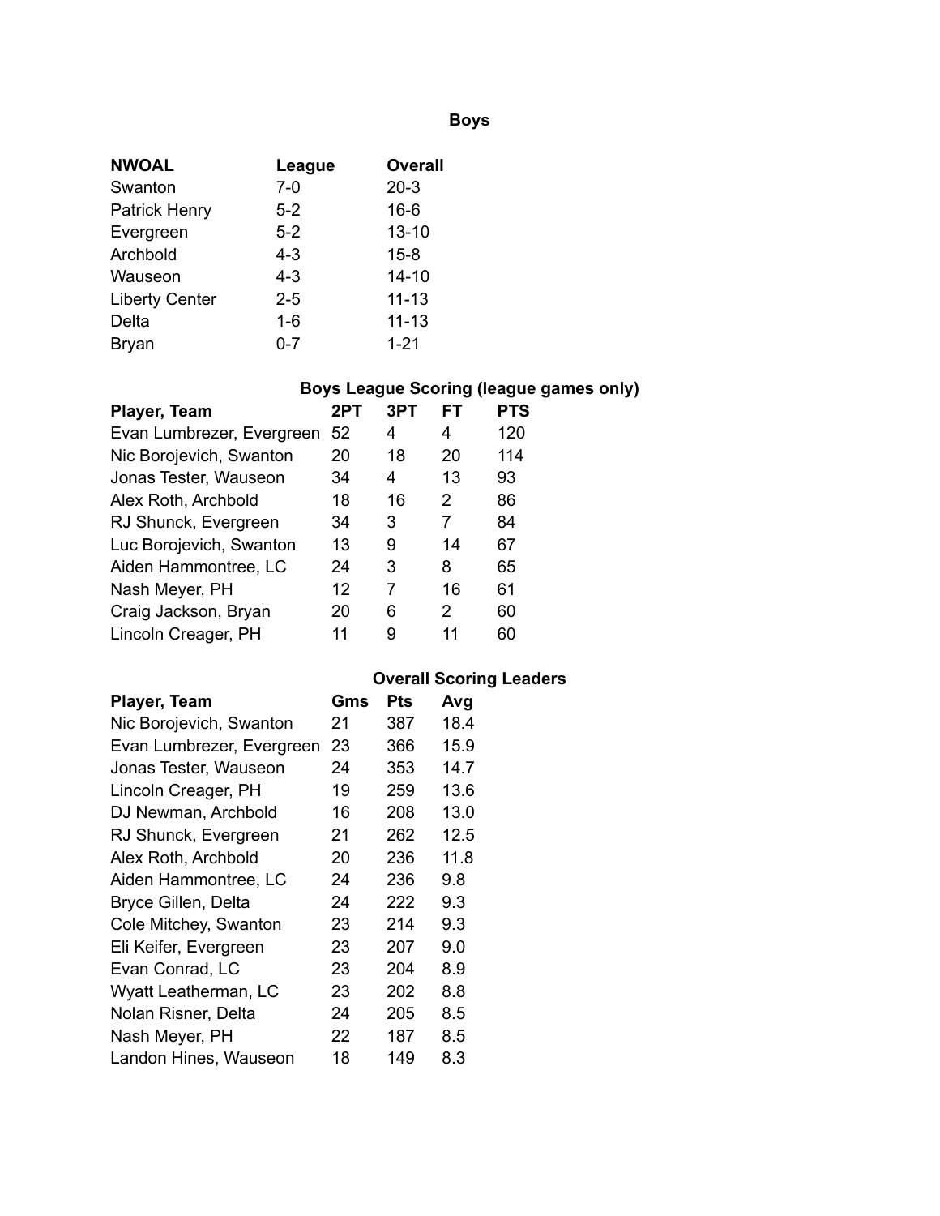## Boys

| NWOAL | League | Overall |
| --- | --- | --- |
| Swanton | 7-0 | 20-3 |
| Patrick Henry | 5-2 | 16-6 |
| Evergreen | 5-2 | 13-10 |
| Archbold | 4-3 | 15-8 |
| Wauseon | 4-3 | 14-10 |
| Liberty Center | 2-5 | 11-13 |
| Delta | 1-6 | 11-13 |
| Bryan | 0-7 | 1-21 |

### Boys League Scoring (league games only)

| Player, Team | 2PT | 3PT | FT | PTS |
| --- | --- | --- | --- | --- |
| Evan Lumbrezer, Evergreen | 52 | 4 | 4 | 120 |
| Nic Borojevich, Swanton | 20 | 18 | 20 | 114 |
| Jonas Tester, Wauseon | 34 | 4 | 13 | 93 |
| Alex Roth, Archbold | 18 | 16 | 2 | 86 |
| RJ Shunck, Evergreen | 34 | 3 | 7 | 84 |
| Luc Borojevich, Swanton | 13 | 9 | 14 | 67 |
| Aiden Hammontree, LC | 24 | 3 | 8 | 65 |
| Nash Meyer, PH | 12 | 7 | 16 | 61 |
| Craig Jackson, Bryan | 20 | 6 | 2 | 60 |
| Lincoln Creager, PH | 11 | 9 | 11 | 60 |

### Overall Scoring Leaders

| Player, Team | Gms | Pts | Avg |
| --- | --- | --- | --- |
| Nic Borojevich, Swanton | 21 | 387 | 18.4 |
| Evan Lumbrezer, Evergreen | 23 | 366 | 15.9 |
| Jonas Tester, Wauseon | 24 | 353 | 14.7 |
| Lincoln Creager, PH | 19 | 259 | 13.6 |
| DJ Newman, Archbold | 16 | 208 | 13.0 |
| RJ Shunck, Evergreen | 21 | 262 | 12.5 |
| Alex Roth, Archbold | 20 | 236 | 11.8 |
| Aiden Hammontree, LC | 24 | 236 | 9.8 |
| Bryce Gillen, Delta | 24 | 222 | 9.3 |
| Cole Mitchey, Swanton | 23 | 214 | 9.3 |
| Eli Keifer, Evergreen | 23 | 207 | 9.0 |
| Evan Conrad, LC | 23 | 204 | 8.9 |
| Wyatt Leatherman, LC | 23 | 202 | 8.8 |
| Nolan Risner, Delta | 24 | 205 | 8.5 |
| Nash Meyer, PH | 22 | 187 | 8.5 |
| Landon Hines, Wauseon | 18 | 149 | 8.3 |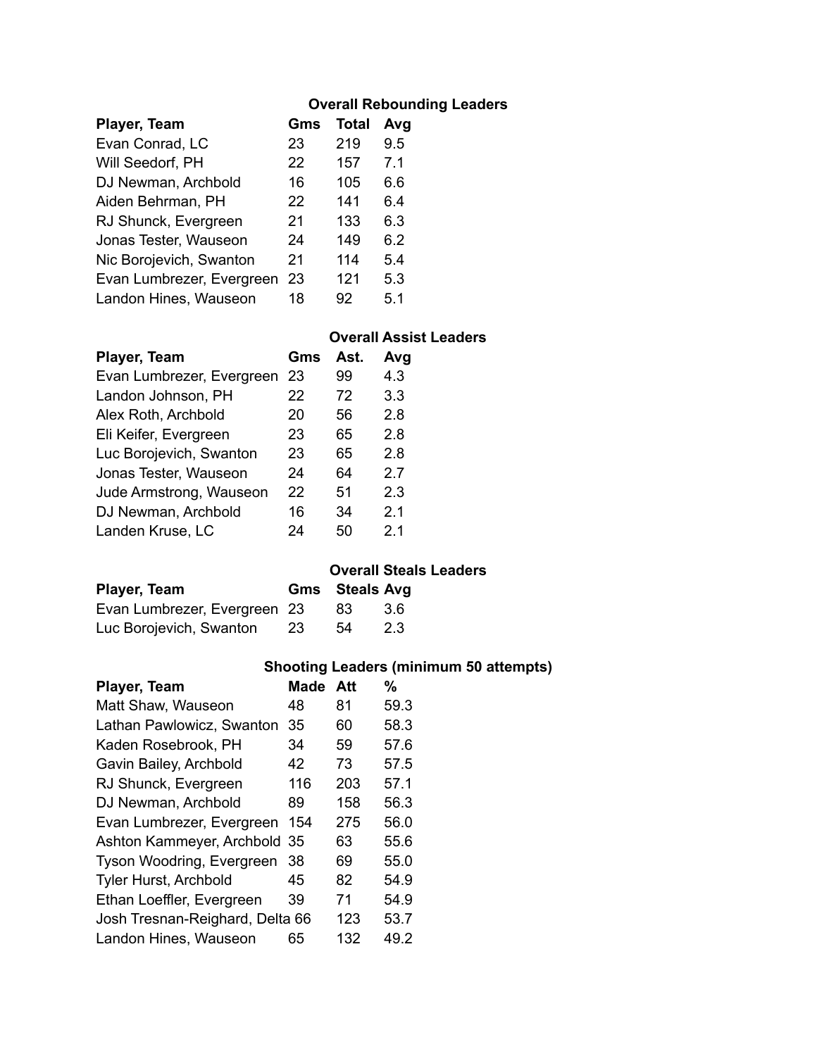### Overall Rebounding Leaders

| Player, Team | Gms | Total | Avg |
|---|---|---|---|
| Evan Conrad, LC | 23 | 219 | 9.5 |
| Will Seedorf, PH | 22 | 157 | 7.1 |
| DJ Newman, Archbold | 16 | 105 | 6.6 |
| Aiden Behrman, PH | 22 | 141 | 6.4 |
| RJ Shunck, Evergreen | 21 | 133 | 6.3 |
| Jonas Tester, Wauseon | 24 | 149 | 6.2 |
| Nic Borojevich, Swanton | 21 | 114 | 5.4 |
| Evan Lumbrezer, Evergreen | 23 | 121 | 5.3 |
| Landon Hines, Wauseon | 18 | 92 | 5.1 |

### Overall Assist Leaders

| Player, Team | Gms | Ast. | Avg |
|---|---|---|---|
| Evan Lumbrezer, Evergreen | 23 | 99 | 4.3 |
| Landon Johnson, PH | 22 | 72 | 3.3 |
| Alex Roth, Archbold | 20 | 56 | 2.8 |
| Eli Keifer, Evergreen | 23 | 65 | 2.8 |
| Luc Borojevich, Swanton | 23 | 65 | 2.8 |
| Jonas Tester, Wauseon | 24 | 64 | 2.7 |
| Jude Armstrong, Wauseon | 22 | 51 | 2.3 |
| DJ Newman, Archbold | 16 | 34 | 2.1 |
| Landen Kruse, LC | 24 | 50 | 2.1 |

### Overall Steals Leaders

| Player, Team | Gms | Steals | Avg |
|---|---|---|---|
| Evan Lumbrezer, Evergreen | 23 | 83 | 3.6 |
| Luc Borojevich, Swanton | 23 | 54 | 2.3 |

### Shooting Leaders (minimum 50 attempts)

| Player, Team | Made | Att | % |
|---|---|---|---|
| Matt Shaw, Wauseon | 48 | 81 | 59.3 |
| Lathan Pawlowicz, Swanton | 35 | 60 | 58.3 |
| Kaden Rosebrook, PH | 34 | 59 | 57.6 |
| Gavin Bailey, Archbold | 42 | 73 | 57.5 |
| RJ Shunck, Evergreen | 116 | 203 | 57.1 |
| DJ Newman, Archbold | 89 | 158 | 56.3 |
| Evan Lumbrezer, Evergreen | 154 | 275 | 56.0 |
| Ashton Kammeyer, Archbold | 35 | 63 | 55.6 |
| Tyson Woodring, Evergreen | 38 | 69 | 55.0 |
| Tyler Hurst, Archbold | 45 | 82 | 54.9 |
| Ethan Loeffler, Evergreen | 39 | 71 | 54.9 |
| Josh Tresnan-Reighard, Delta | 66 | 123 | 53.7 |
| Landon Hines, Wauseon | 65 | 132 | 49.2 |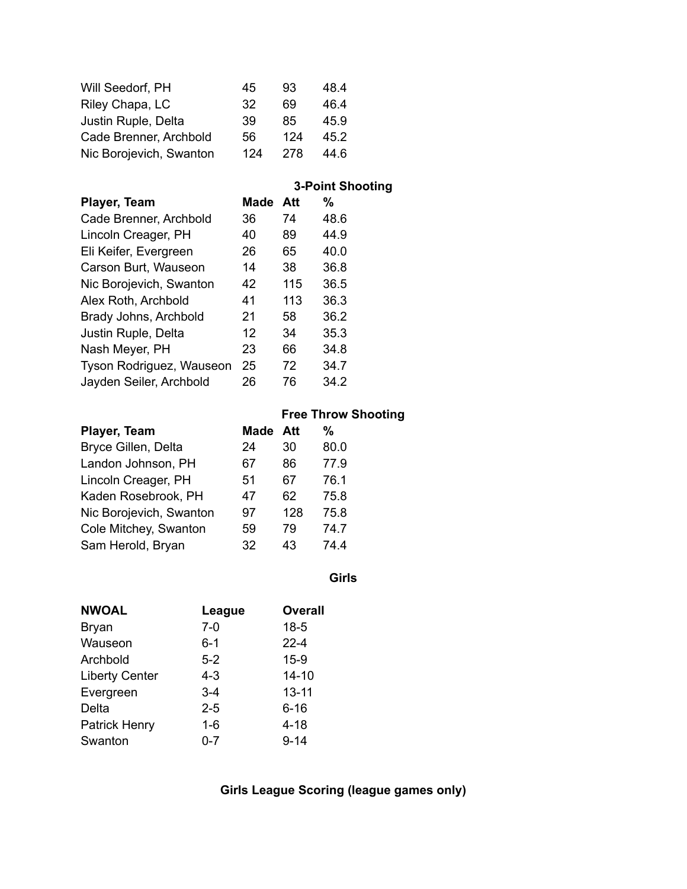| | | | |
|---|---|---|---|
| Will Seedorf, PH | 45 | 93 | 48.4 |
| Riley Chapa, LC | 32 | 69 | 46.4 |
| Justin Ruple, Delta | 39 | 85 | 45.9 |
| Cade Brenner, Archbold | 56 | 124 | 45.2 |
| Nic Borojevich, Swanton | 124 | 278 | 44.6 |

**3-Point Shooting**

| Player, Team | Made | Att | % |
|---|---|---|---|
| Cade Brenner, Archbold | 36 | 74 | 48.6 |
| Lincoln Creager, PH | 40 | 89 | 44.9 |
| Eli Keifer, Evergreen | 26 | 65 | 40.0 |
| Carson Burt, Wauseon | 14 | 38 | 36.8 |
| Nic Borojevich, Swanton | 42 | 115 | 36.5 |
| Alex Roth, Archbold | 41 | 113 | 36.3 |
| Brady Johns, Archbold | 21 | 58 | 36.2 |
| Justin Ruple, Delta | 12 | 34 | 35.3 |
| Nash Meyer, PH | 23 | 66 | 34.8 |
| Tyson Rodriguez, Wauseon | 25 | 72 | 34.7 |
| Jayden Seiler, Archbold | 26 | 76 | 34.2 |

**Free Throw Shooting**

| Player, Team | Made | Att | % |
|---|---|---|---|
| Bryce Gillen, Delta | 24 | 30 | 80.0 |
| Landon Johnson, PH | 67 | 86 | 77.9 |
| Lincoln Creager, PH | 51 | 67 | 76.1 |
| Kaden Rosebrook, PH | 47 | 62 | 75.8 |
| Nic Borojevich, Swanton | 97 | 128 | 75.8 |
| Cole Mitchey, Swanton | 59 | 79 | 74.7 |
| Sam Herold, Bryan | 32 | 43 | 74.4 |

## Girls

| NWOAL | League | Overall |
|---|---|---|
| Bryan | 7-0 | 18-5 |
| Wauseon | 6-1 | 22-4 |
| Archbold | 5-2 | 15-9 |
| Liberty Center | 4-3 | 14-10 |
| Evergreen | 3-4 | 13-11 |
| Delta | 2-5 | 6-16 |
| Patrick Henry | 1-6 | 4-18 |
| Swanton | 0-7 | 9-14 |

**Girls League Scoring (league games only)**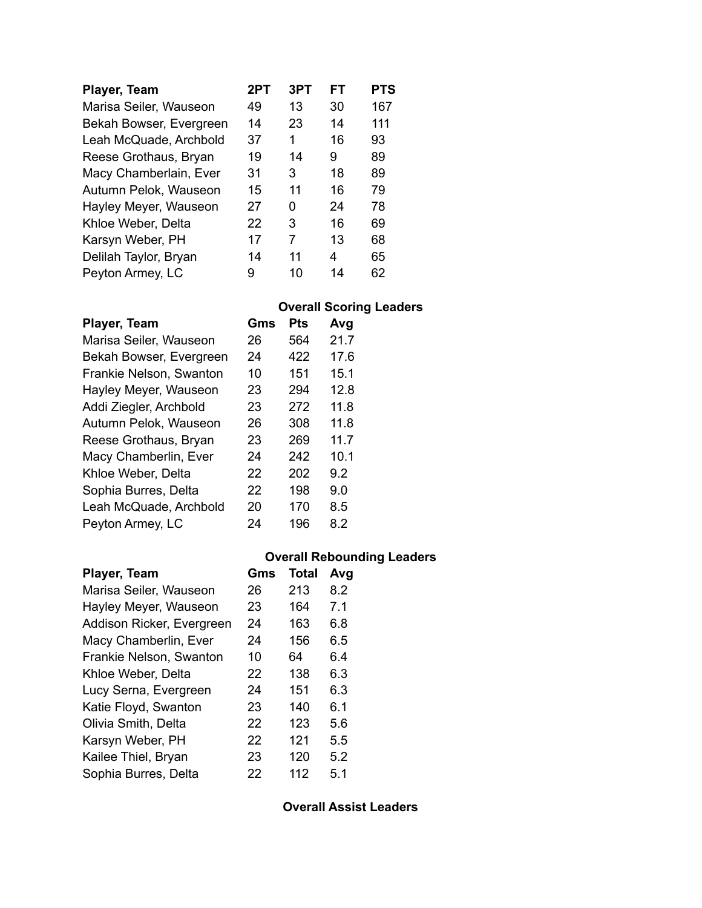| Player, Team | 2PT | 3PT | FT | PTS |
|---|---|---|---|---|
| Marisa Seiler, Wauseon | 49 | 13 | 30 | 167 |
| Bekah Bowser, Evergreen | 14 | 23 | 14 | 111 |
| Leah McQuade, Archbold | 37 | 1 | 16 | 93 |
| Reese Grothaus, Bryan | 19 | 14 | 9 | 89 |
| Macy Chamberlain, Ever | 31 | 3 | 18 | 89 |
| Autumn Pelok, Wauseon | 15 | 11 | 16 | 79 |
| Hayley Meyer, Wauseon | 27 | 0 | 24 | 78 |
| Khloe Weber, Delta | 22 | 3 | 16 | 69 |
| Karsyn Weber, PH | 17 | 7 | 13 | 68 |
| Delilah Taylor, Bryan | 14 | 11 | 4 | 65 |
| Peyton Armey, LC | 9 | 10 | 14 | 62 |

**Overall Scoring Leaders**

| Player, Team | Gms | Pts | Avg |
|---|---|---|---|
| Marisa Seiler, Wauseon | 26 | 564 | 21.7 |
| Bekah Bowser, Evergreen | 24 | 422 | 17.6 |
| Frankie Nelson, Swanton | 10 | 151 | 15.1 |
| Hayley Meyer, Wauseon | 23 | 294 | 12.8 |
| Addi Ziegler, Archbold | 23 | 272 | 11.8 |
| Autumn Pelok, Wauseon | 26 | 308 | 11.8 |
| Reese Grothaus, Bryan | 23 | 269 | 11.7 |
| Macy Chamberlin, Ever | 24 | 242 | 10.1 |
| Khloe Weber, Delta | 22 | 202 | 9.2 |
| Sophia Burres, Delta | 22 | 198 | 9.0 |
| Leah McQuade, Archbold | 20 | 170 | 8.5 |
| Peyton Armey, LC | 24 | 196 | 8.2 |

**Overall Rebounding Leaders**

| Player, Team | Gms | Total | Avg |
|---|---|---|---|
| Marisa Seiler, Wauseon | 26 | 213 | 8.2 |
| Hayley Meyer, Wauseon | 23 | 164 | 7.1 |
| Addison Ricker, Evergreen | 24 | 163 | 6.8 |
| Macy Chamberlin, Ever | 24 | 156 | 6.5 |
| Frankie Nelson, Swanton | 10 | 64 | 6.4 |
| Khloe Weber, Delta | 22 | 138 | 6.3 |
| Lucy Serna, Evergreen | 24 | 151 | 6.3 |
| Katie Floyd, Swanton | 23 | 140 | 6.1 |
| Olivia Smith, Delta | 22 | 123 | 5.6 |
| Karsyn Weber, PH | 22 | 121 | 5.5 |
| Kailee Thiel, Bryan | 23 | 120 | 5.2 |
| Sophia Burres, Delta | 22 | 112 | 5.1 |

**Overall Assist Leaders**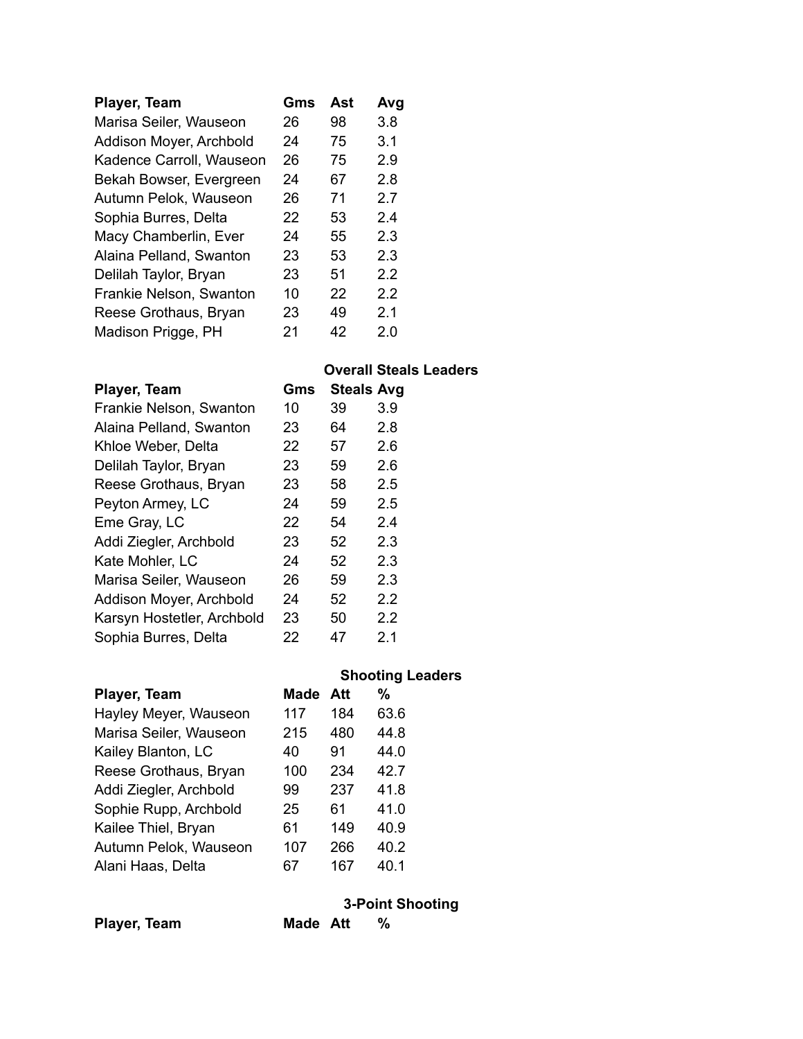| Player, Team | Gms | Ast | Avg |
|---|---|---|---|
| Marisa Seiler, Wauseon | 26 | 98 | 3.8 |
| Addison Moyer, Archbold | 24 | 75 | 3.1 |
| Kadence Carroll, Wauseon | 26 | 75 | 2.9 |
| Bekah Bowser, Evergreen | 24 | 67 | 2.8 |
| Autumn Pelok, Wauseon | 26 | 71 | 2.7 |
| Sophia Burres, Delta | 22 | 53 | 2.4 |
| Macy Chamberlin, Ever | 24 | 55 | 2.3 |
| Alaina Pelland, Swanton | 23 | 53 | 2.3 |
| Delilah Taylor, Bryan | 23 | 51 | 2.2 |
| Frankie Nelson, Swanton | 10 | 22 | 2.2 |
| Reese Grothaus, Bryan | 23 | 49 | 2.1 |
| Madison Prigge, PH | 21 | 42 | 2.0 |

**Overall Steals Leaders**

| Player, Team | Gms | Steals | Avg |
|---|---|---|---|
| Frankie Nelson, Swanton | 10 | 39 | 3.9 |
| Alaina Pelland, Swanton | 23 | 64 | 2.8 |
| Khloe Weber, Delta | 22 | 57 | 2.6 |
| Delilah Taylor, Bryan | 23 | 59 | 2.6 |
| Reese Grothaus, Bryan | 23 | 58 | 2.5 |
| Peyton Armey, LC | 24 | 59 | 2.5 |
| Eme Gray, LC | 22 | 54 | 2.4 |
| Addi Ziegler, Archbold | 23 | 52 | 2.3 |
| Kate Mohler, LC | 24 | 52 | 2.3 |
| Marisa Seiler, Wauseon | 26 | 59 | 2.3 |
| Addison Moyer, Archbold | 24 | 52 | 2.2 |
| Karsyn Hostetler, Archbold | 23 | 50 | 2.2 |
| Sophia Burres, Delta | 22 | 47 | 2.1 |

**Shooting Leaders**

| Player, Team | Made | Att | % |
|---|---|---|---|
| Hayley Meyer, Wauseon | 117 | 184 | 63.6 |
| Marisa Seiler, Wauseon | 215 | 480 | 44.8 |
| Kailey Blanton, LC | 40 | 91 | 44.0 |
| Reese Grothaus, Bryan | 100 | 234 | 42.7 |
| Addi Ziegler, Archbold | 99 | 237 | 41.8 |
| Sophie Rupp, Archbold | 25 | 61 | 41.0 |
| Kailee Thiel, Bryan | 61 | 149 | 40.9 |
| Autumn Pelok, Wauseon | 107 | 266 | 40.2 |
| Alani Haas, Delta | 67 | 167 | 40.1 |

**3-Point Shooting**

| Player, Team | Made | Att | % |
|---|---|---|---|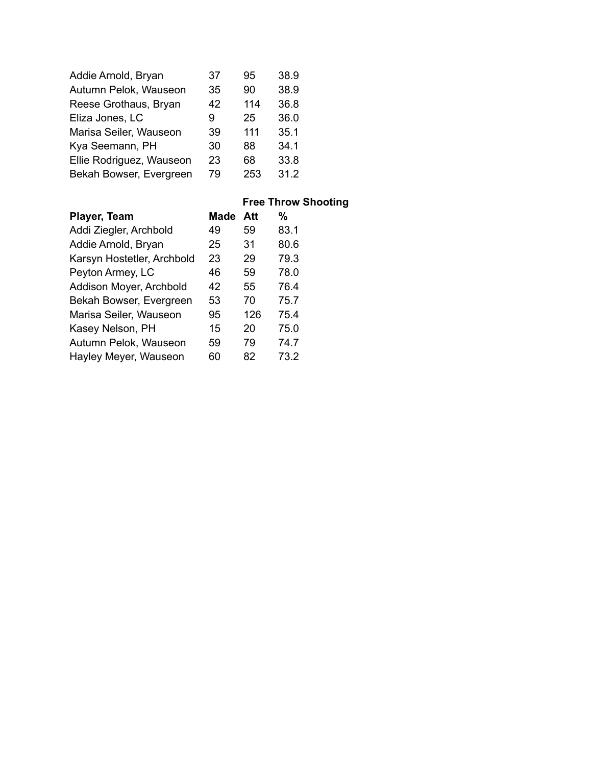| | | | |
|---|---|---|---|
| Addie Arnold, Bryan | 37 | 95 | 38.9 |
| Autumn Pelok, Wauseon | 35 | 90 | 38.9 |
| Reese Grothaus, Bryan | 42 | 114 | 36.8 |
| Eliza Jones, LC | 9 | 25 | 36.0 |
| Marisa Seiler, Wauseon | 39 | 111 | 35.1 |
| Kya Seemann, PH | 30 | 88 | 34.1 |
| Ellie Rodriguez, Wauseon | 23 | 68 | 33.8 |
| Bekah Bowser, Evergreen | 79 | 253 | 31.2 |

**Free Throw Shooting**

| Player, Team | Made | Att | % |
|---|---|---|---|
| Addi Ziegler, Archbold | 49 | 59 | 83.1 |
| Addie Arnold, Bryan | 25 | 31 | 80.6 |
| Karsyn Hostetler, Archbold | 23 | 29 | 79.3 |
| Peyton Armey, LC | 46 | 59 | 78.0 |
| Addison Moyer, Archbold | 42 | 55 | 76.4 |
| Bekah Bowser, Evergreen | 53 | 70 | 75.7 |
| Marisa Seiler, Wauseon | 95 | 126 | 75.4 |
| Kasey Nelson, PH | 15 | 20 | 75.0 |
| Autumn Pelok, Wauseon | 59 | 79 | 74.7 |
| Hayley Meyer, Wauseon | 60 | 82 | 73.2 |